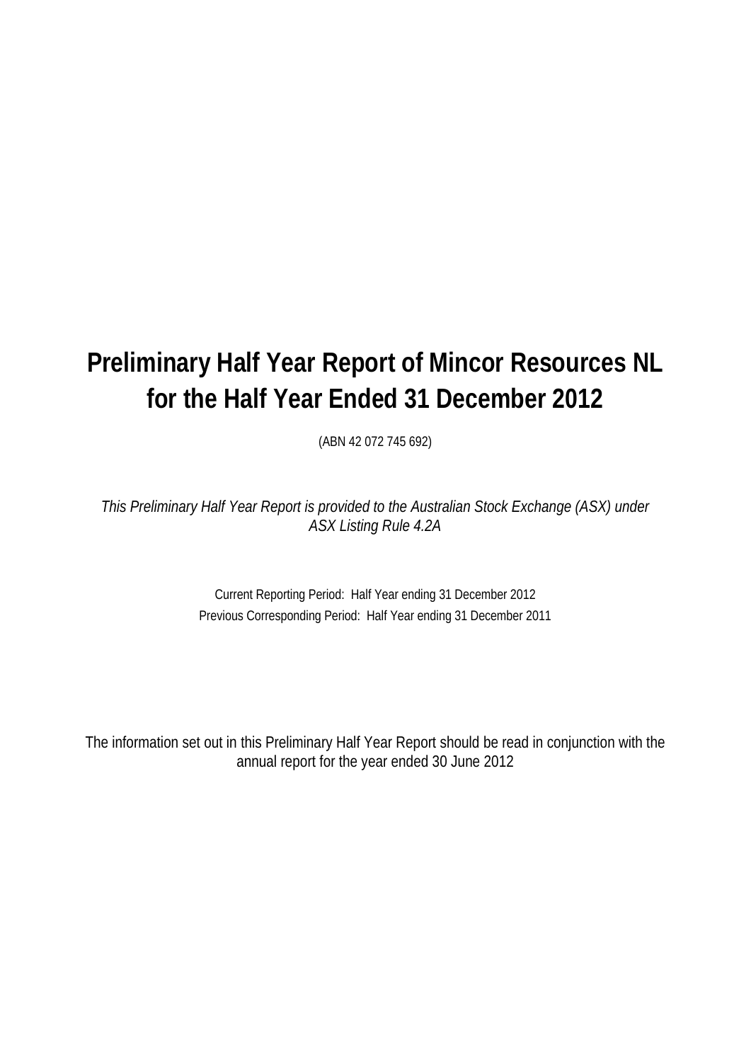# Preliminary Half Year Report of Mincor Resources NL for the Half Year Ended 31 December 2012

(ABN 42 072 745 692)

*This Preliminary Half Year Report is provided to the Australian Stock Exchange (ASX) under ASX Listing Rule 4.2A*

Current Reporting Period: Half Year ending 31 December 2012

Previous Corresponding Period: Half Year ending 31 December 2011

The information set out in this Preliminary Half Year Report should be read in conjunction with the annual report for the year ended 30 June 2012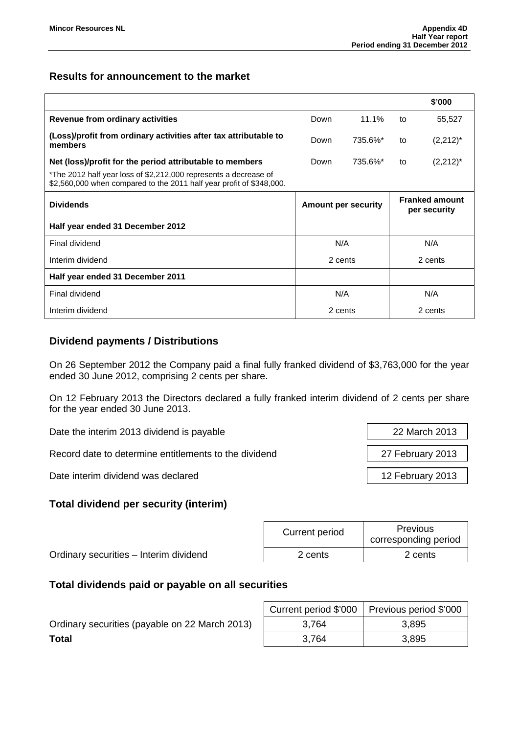## Results for announcement to the market

| | | | | $'000 |
|---|---|---|---|---|
| **Revenue from ordinary activities** | Down | 11.1% | to | 55,527 |
| **(Loss)/profit from ordinary activities after tax attributable to members** | Down | 735.6%* | to | (2,212)* |
| **Net (loss)/profit for the period attributable to members** | Down | 735.6%* | to | (2,212)* |
| *The 2012 half year loss of $2,212,000 represents a decrease of $2,560,000 when compared to the 2011 half year profit of $348,000. | | | | |

| **Dividends** | **Amount per security** | **Franked amount per security** |
|---|---|---|
| **Half year ended 31 December 2012** | | |
| Final dividend | N/A | N/A |
| Interim dividend | 2 cents | 2 cents |
| **Half year ended 31 December 2011** | | |
| Final dividend | N/A | N/A |
| Interim dividend | 2 cents | 2 cents |

## Dividend payments / Distributions

On 26 September 2012 the Company paid a final fully franked dividend of $3,763,000 for the year ended 30 June 2012, comprising 2 cents per share.

On 12 February 2013 the Directors declared a fully franked interim dividend of 2 cents per share for the year ended 30 June 2013.

| | |
|---|---|
| Date the interim 2013 dividend is payable | 22 March 2013 |
| Record date to determine entitlements to the dividend | 27 February 2013 |
| Date interim dividend was declared | 12 February 2013 |

## Total dividend per security (interim)

| | Current period | Previous corresponding period |
|---|---|---|
| Ordinary securities – Interim dividend | 2 cents | 2 cents |

## Total dividends paid or payable on all securities

| | Current period $'000 | Previous period $'000 |
|---|---|---|
| Ordinary securities (payable on 22 March 2013) | 3,764 | 3,895 |
| **Total** | 3,764 | 3,895 |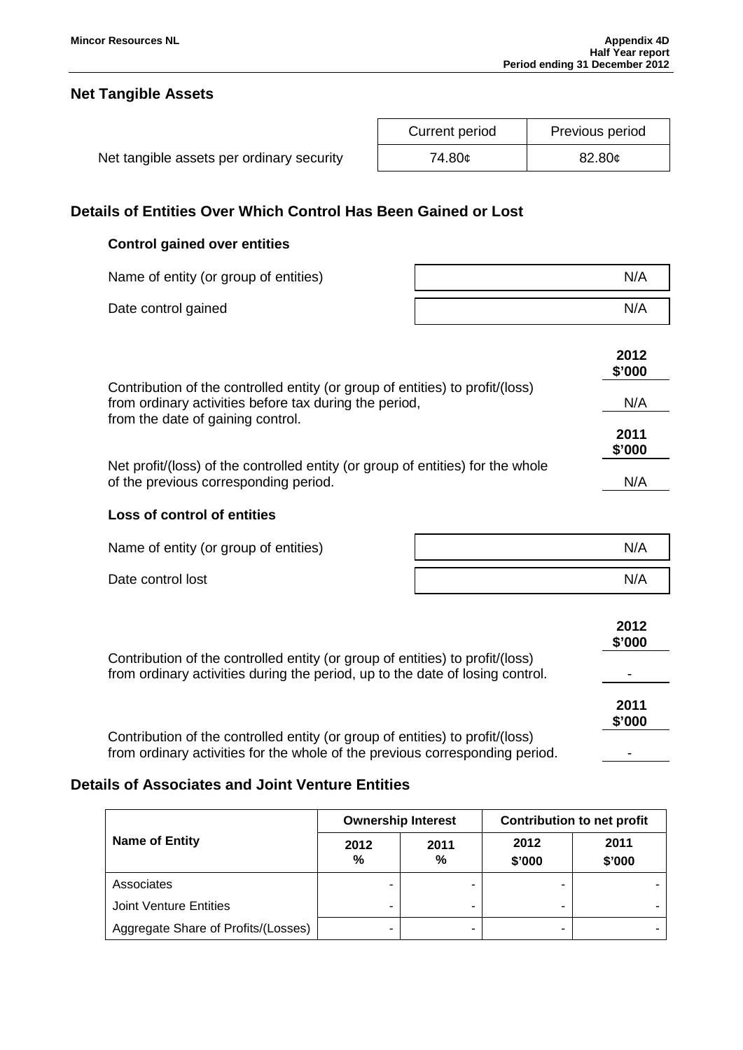## Net Tangible Assets

| | Current period | Previous period |
|---|---|---|
| Net tangible assets per ordinary security | 74.80¢ | 82.80¢ |

## Details of Entities Over Which Control Has Been Gained or Lost

### Control gained over entities

| | |
|---|---|
| Name of entity (or group of entities) | N/A |
| Date control gained | N/A |

| | 2012 $'000 |
|---|---|
| Contribution of the controlled entity (or group of entities) to profit/(loss) from ordinary activities before tax during the period, from the date of gaining control. | N/A |

| | 2011 $'000 |
|---|---|
| Net profit/(loss) of the controlled entity (or group of entities) for the whole of the previous corresponding period. | N/A |

### Loss of control of entities

| | |
|---|---|
| Name of entity (or group of entities) | N/A |
| Date control lost | N/A |

| | 2012 $'000 |
|---|---|
| Contribution of the controlled entity (or group of entities) to profit/(loss) from ordinary activities during the period, up to the date of losing control. | - |

| | 2011 $'000 |
|---|---|
| Contribution of the controlled entity (or group of entities) to profit/(loss) from ordinary activities for the whole of the previous corresponding period. | - |

## Details of Associates and Joint Venture Entities

| Name of Entity | Ownership Interest | | Contribution to net profit | |
|---|---|---|---|---|
| | 2012 % | 2011 % | 2012 $'000 | 2011 $'000 |
| Associates | - | - | - | - |
| Joint Venture Entities | - | - | - | - |
| Aggregate Share of Profits/(Losses) | - | - | - | - |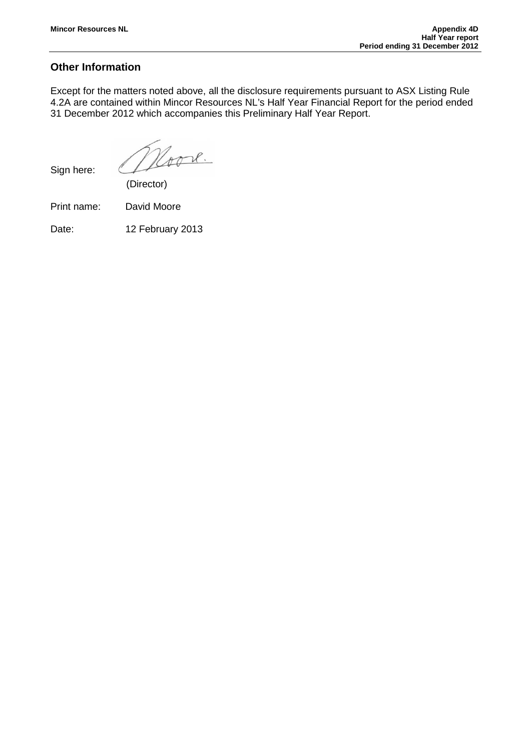## Other Information

Except for the matters noted above, all the disclosure requirements pursuant to ASX Listing Rule 4.2A are contained within Mincor Resources NL's Half Year Financial Report for the period ended 31 December 2012 which accompanies this Preliminary Half Year Report.

Sign here:

(Director)

Print name: David Moore

Date: 12 February 2013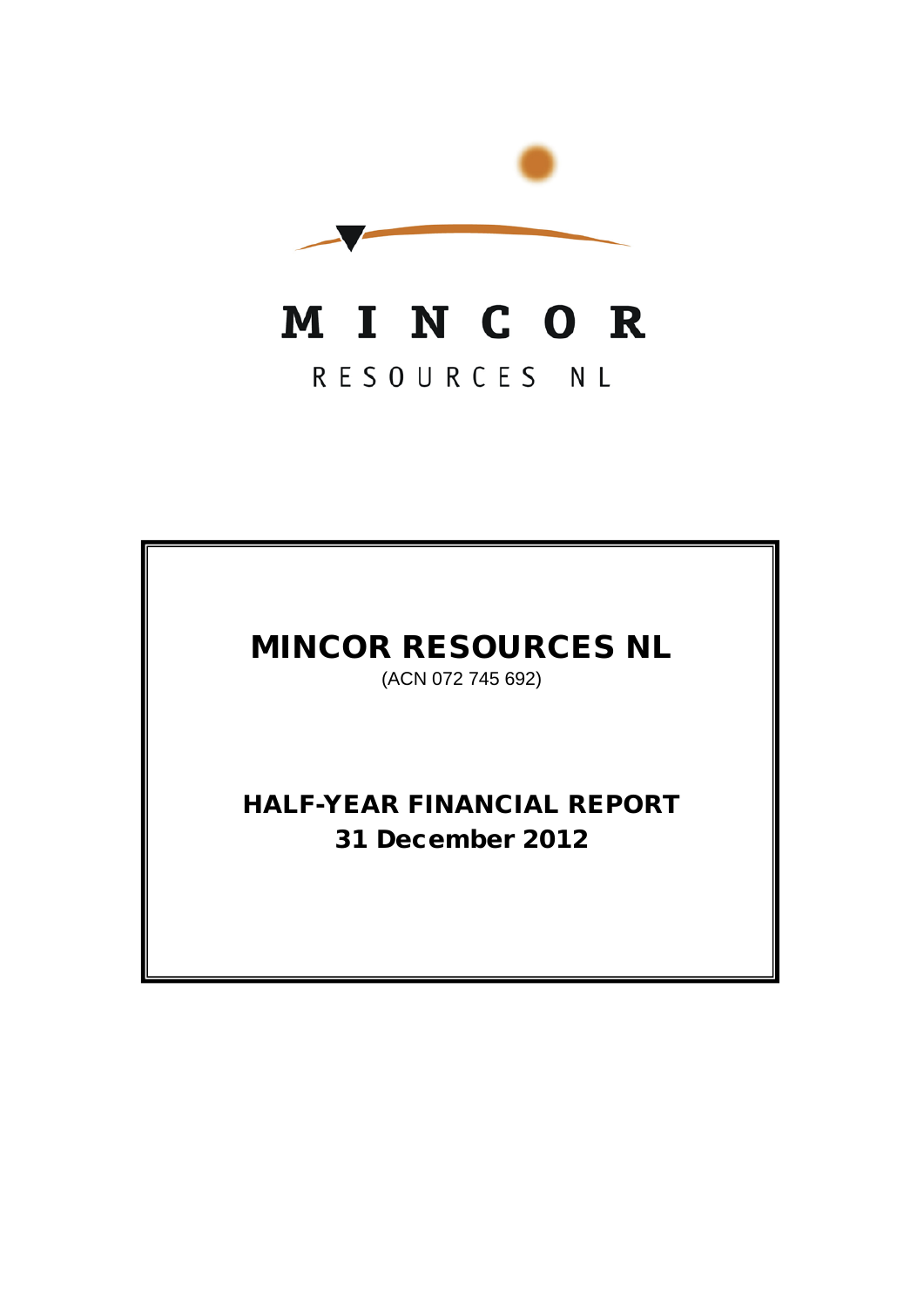# MINCOR

RESOURCES NL

## MINCOR RESOURCES NL

(ACN 072 745 692)

## HALF-YEAR FINANCIAL REPORT

## 31 December 2012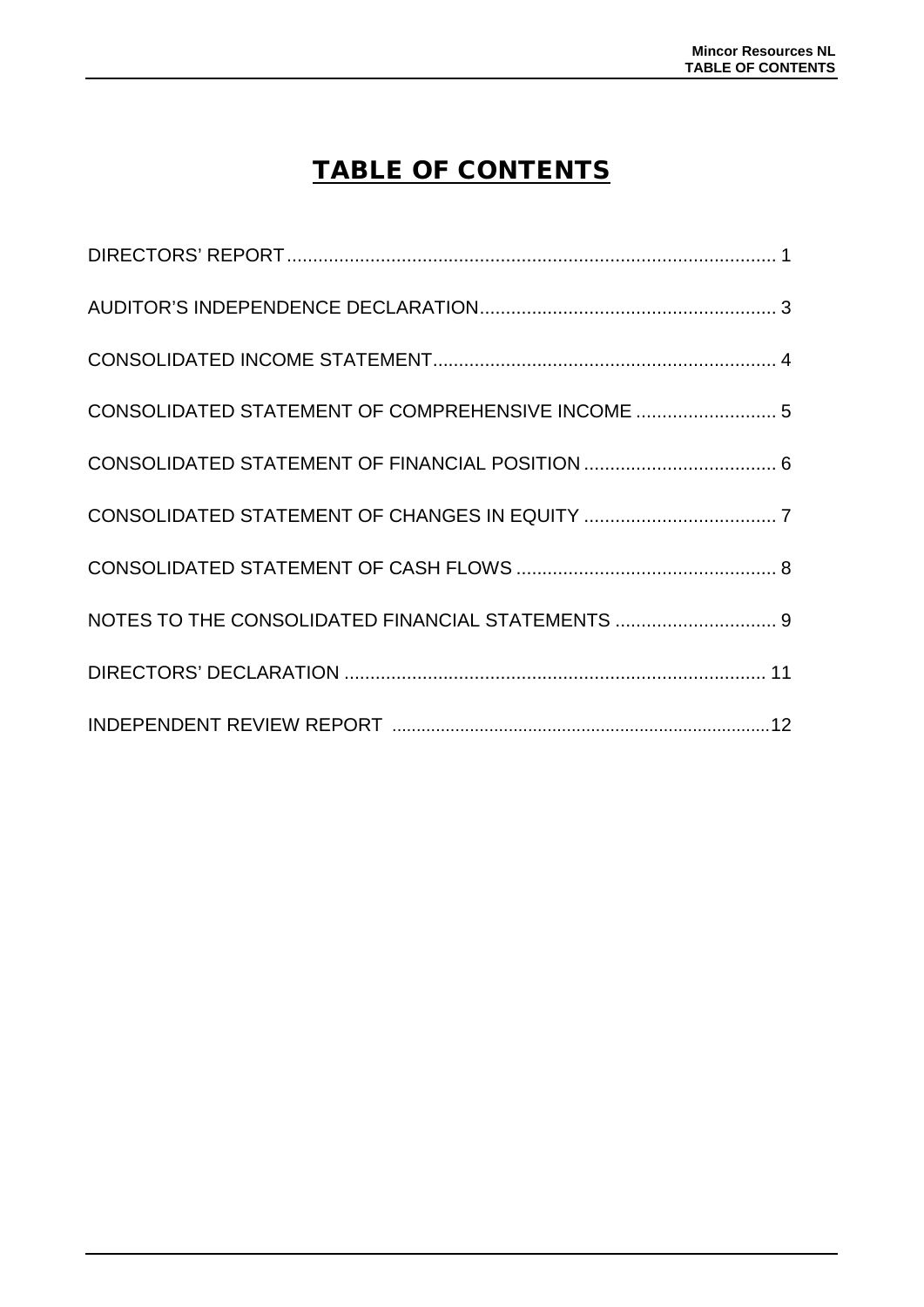# TABLE OF CONTENTS

| | |
|---|---|
| DIRECTORS' REPORT | 1 |
| AUDITOR'S INDEPENDENCE DECLARATION | 3 |
| CONSOLIDATED INCOME STATEMENT | 4 |
| CONSOLIDATED STATEMENT OF COMPREHENSIVE INCOME | 5 |
| CONSOLIDATED STATEMENT OF FINANCIAL POSITION | 6 |
| CONSOLIDATED STATEMENT OF CHANGES IN EQUITY | 7 |
| CONSOLIDATED STATEMENT OF CASH FLOWS | 8 |
| NOTES TO THE CONSOLIDATED FINANCIAL STATEMENTS | 9 |
| DIRECTORS' DECLARATION | 11 |
| INDEPENDENT REVIEW REPORT | 12 |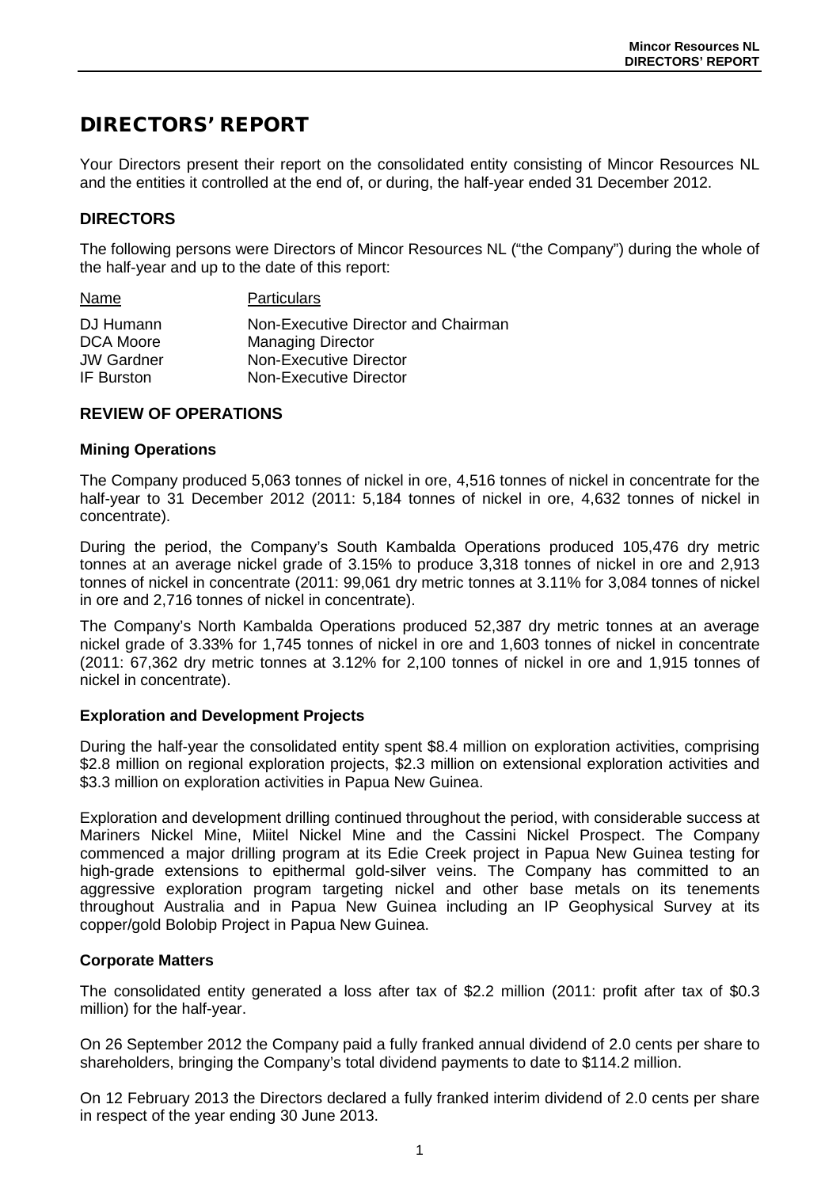# DIRECTORS' REPORT

Your Directors present their report on the consolidated entity consisting of Mincor Resources NL and the entities it controlled at the end of, or during, the half-year ended 31 December 2012.

## DIRECTORS

The following persons were Directors of Mincor Resources NL ("the Company") during the whole of the half-year and up to the date of this report:

| Name | Particulars |
|---|---|
| DJ Humann | Non-Executive Director and Chairman |
| DCA Moore | Managing Director |
| JW Gardner | Non-Executive Director |
| IF Burston | Non-Executive Director |

## REVIEW OF OPERATIONS

### Mining Operations

The Company produced 5,063 tonnes of nickel in ore, 4,516 tonnes of nickel in concentrate for the half-year to 31 December 2012 (2011: 5,184 tonnes of nickel in ore, 4,632 tonnes of nickel in concentrate).

During the period, the Company's South Kambalda Operations produced 105,476 dry metric tonnes at an average nickel grade of 3.15% to produce 3,318 tonnes of nickel in ore and 2,913 tonnes of nickel in concentrate (2011: 99,061 dry metric tonnes at 3.11% for 3,084 tonnes of nickel in ore and 2,716 tonnes of nickel in concentrate).

The Company's North Kambalda Operations produced 52,387 dry metric tonnes at an average nickel grade of 3.33% for 1,745 tonnes of nickel in ore and 1,603 tonnes of nickel in concentrate (2011: 67,362 dry metric tonnes at 3.12% for 2,100 tonnes of nickel in ore and 1,915 tonnes of nickel in concentrate).

### Exploration and Development Projects

During the half-year the consolidated entity spent $8.4 million on exploration activities, comprising $2.8 million on regional exploration projects, $2.3 million on extensional exploration activities and $3.3 million on exploration activities in Papua New Guinea.

Exploration and development drilling continued throughout the period, with considerable success at Mariners Nickel Mine, Miitel Nickel Mine and the Cassini Nickel Prospect. The Company commenced a major drilling program at its Edie Creek project in Papua New Guinea testing for high-grade extensions to epithermal gold-silver veins. The Company has committed to an aggressive exploration program targeting nickel and other base metals on its tenements throughout Australia and in Papua New Guinea including an IP Geophysical Survey at its copper/gold Bolobip Project in Papua New Guinea.

### Corporate Matters

The consolidated entity generated a loss after tax of $2.2 million (2011: profit after tax of $0.3 million) for the half-year.

On 26 September 2012 the Company paid a fully franked annual dividend of 2.0 cents per share to shareholders, bringing the Company's total dividend payments to date to $114.2 million.

On 12 February 2013 the Directors declared a fully franked interim dividend of 2.0 cents per share in respect of the year ending 30 June 2013.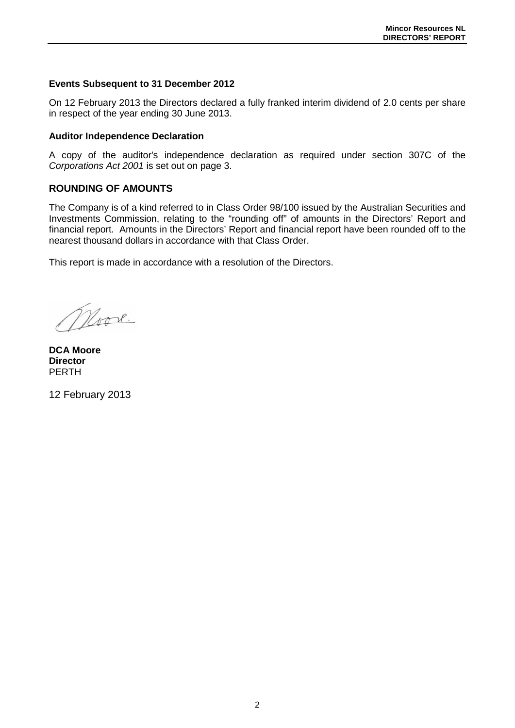### Events Subsequent to 31 December 2012

On 12 February 2013 the Directors declared a fully franked interim dividend of 2.0 cents per share in respect of the year ending 30 June 2013.

### Auditor Independence Declaration

A copy of the auditor's independence declaration as required under section 307C of the *Corporations Act 2001* is set out on page 3.

## ROUNDING OF AMOUNTS

The Company is of a kind referred to in Class Order 98/100 issued by the Australian Securities and Investments Commission, relating to the "rounding off" of amounts in the Directors' Report and financial report. Amounts in the Directors' Report and financial report have been rounded off to the nearest thousand dollars in accordance with that Class Order.

This report is made in accordance with a resolution of the Directors.

**DCA Moore**
**Director**
PERTH

12 February 2013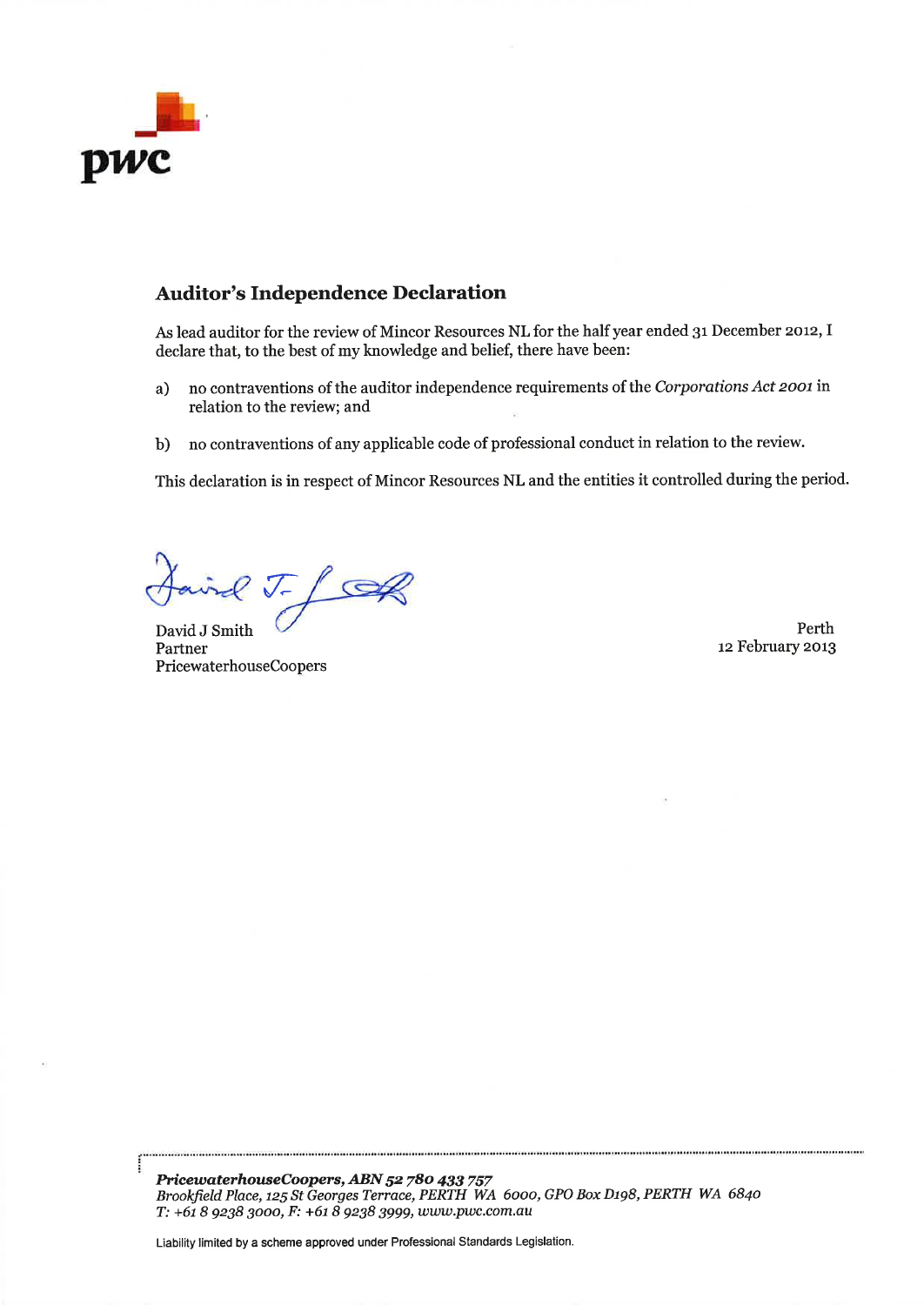## Auditor's Independence Declaration

As lead auditor for the review of Mincor Resources NL for the half year ended 31 December 2012, I declare that, to the best of my knowledge and belief, there have been:

a) no contraventions of the auditor independence requirements of the *Corporations Act 2001* in relation to the review; and

b) no contraventions of any applicable code of professional conduct in relation to the review.

This declaration is in respect of Mincor Resources NL and the entities it controlled during the period.

David J Smith
Partner
PricewaterhouseCoopers

Perth
12 February 2013

***PricewaterhouseCoopers, ABN 52 780 433 757***
*Brookfield Place, 125 St Georges Terrace, PERTH WA 6000, GPO Box D198, PERTH WA 6840*
*T: +61 8 9238 3000, F: +61 8 9238 3999, www.pwc.com.au*

Liability limited by a scheme approved under Professional Standards Legislation.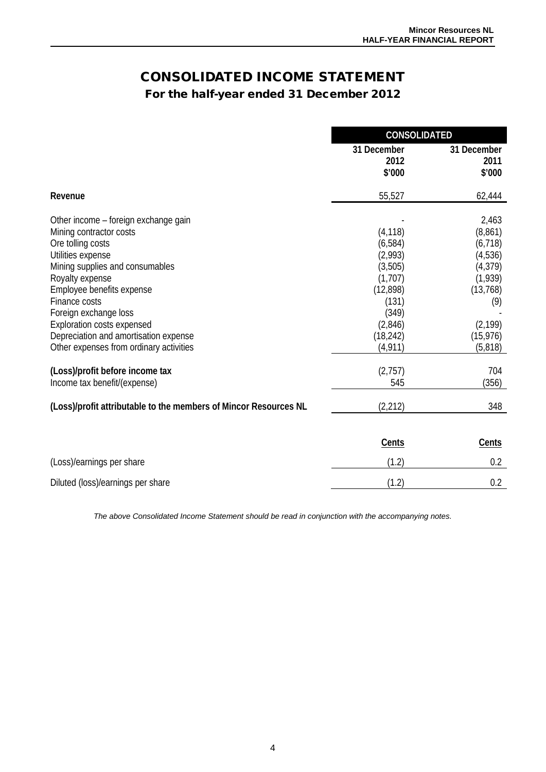# CONSOLIDATED INCOME STATEMENT

## For the half-year ended 31 December 2012

| | CONSOLIDATED | |
|---|---|---|
| | 31 December 2012 $'000 | 31 December 2011 $'000 |
| **Revenue** | 55,527 | 62,444 |
| Other income – foreign exchange gain | - | 2,463 |
| Mining contractor costs | (4,118) | (8,861) |
| Ore tolling costs | (6,584) | (6,718) |
| Utilities expense | (2,993) | (4,536) |
| Mining supplies and consumables | (3,505) | (4,379) |
| Royalty expense | (1,707) | (1,939) |
| Employee benefits expense | (12,898) | (13,768) |
| Finance costs | (131) | (9) |
| Foreign exchange loss | (349) | - |
| Exploration costs expensed | (2,846) | (2,199) |
| Depreciation and amortisation expense | (18,242) | (15,976) |
| Other expenses from ordinary activities | (4,911) | (5,818) |
| **(Loss)/profit before income tax** | (2,757) | 704 |
| Income tax benefit/(expense) | 545 | (356) |
| **(Loss)/profit attributable to the members of Mincor Resources NL** | (2,212) | 348 |
| | Cents | Cents |
| (Loss)/earnings per share | (1.2) | 0.2 |
| Diluted (loss)/earnings per share | (1.2) | 0.2 |

*The above Consolidated Income Statement should be read in conjunction with the accompanying notes.*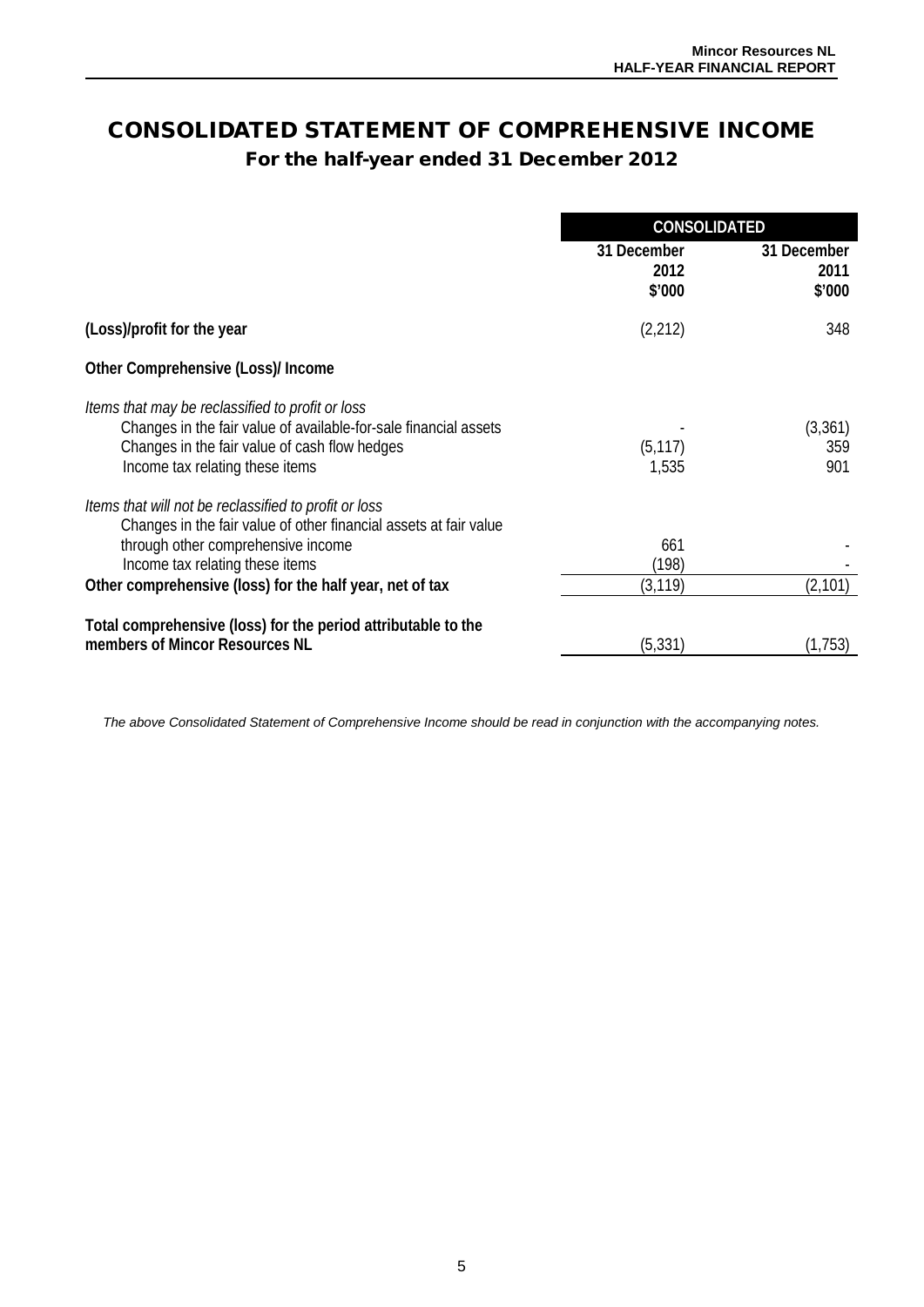# CONSOLIDATED STATEMENT OF COMPREHENSIVE INCOME

## For the half-year ended 31 December 2012

| | CONSOLIDATED | |
|---|---|---|
| | 31 December 2012 $'000 | 31 December 2011 $'000 |
| **(Loss)/profit for the year** | (2,212) | 348 |
| **Other Comprehensive (Loss)/ Income** | | |
| *Items that may be reclassified to profit or loss* | | |
| Changes in the fair value of available-for-sale financial assets | - | (3,361) |
| Changes in the fair value of cash flow hedges | (5,117) | 359 |
| Income tax relating these items | 1,535 | 901 |
| *Items that will not be reclassified to profit or loss* | | |
| Changes in the fair value of other financial assets at fair value through other comprehensive income | 661 | - |
| Income tax relating these items | (198) | - |
| **Other comprehensive (loss) for the half year, net of tax** | (3,119) | (2,101) |
| **Total comprehensive (loss) for the period attributable to the members of Mincor Resources NL** | (5,331) | (1,753) |

*The above Consolidated Statement of Comprehensive Income should be read in conjunction with the accompanying notes.*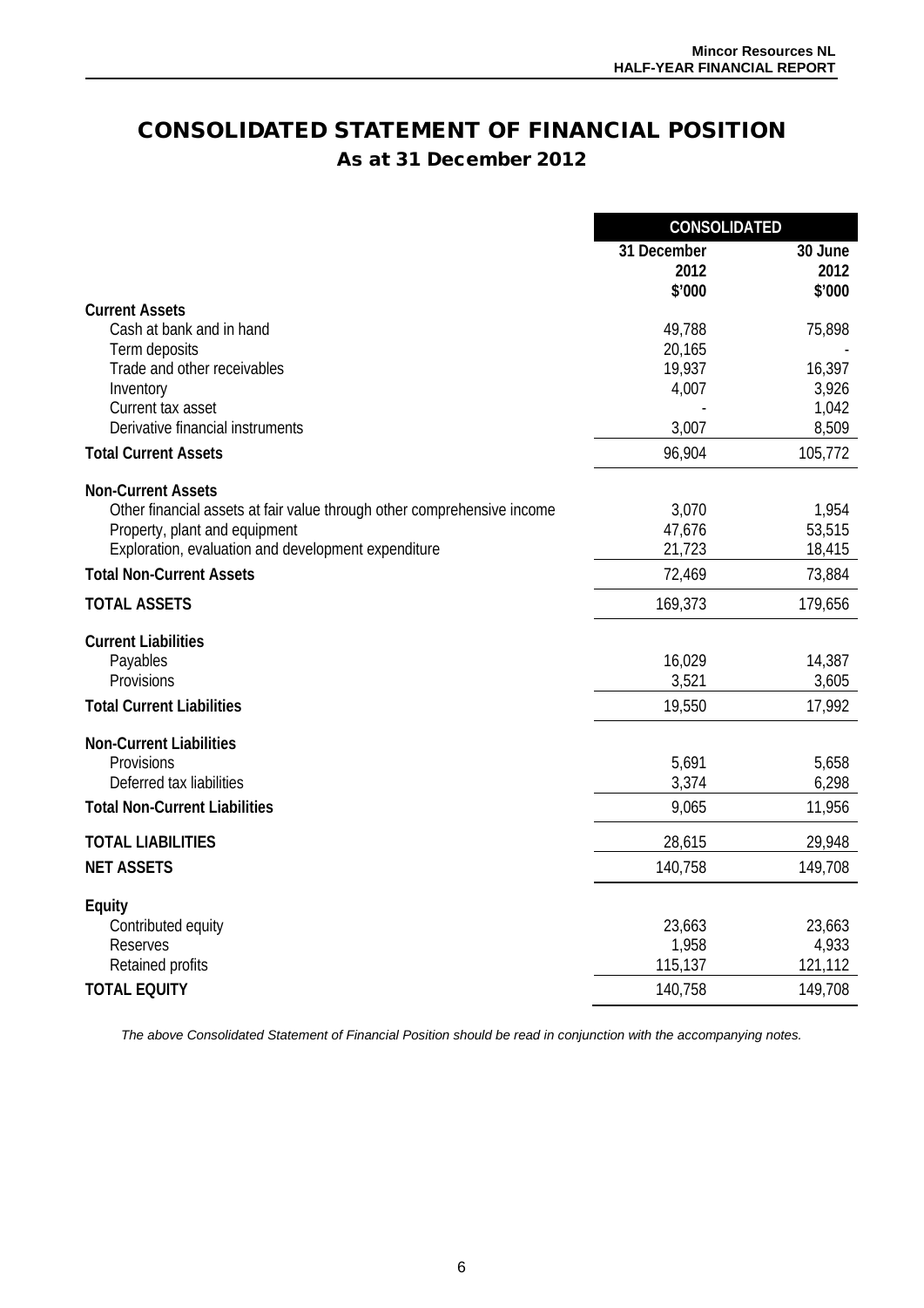# CONSOLIDATED STATEMENT OF FINANCIAL POSITION

## As at 31 December 2012

| | CONSOLIDATED | |
|---|---|---|
| | 31 December 2012 \$'000 | 30 June 2012 \$'000 |
| **Current Assets** | | |
| Cash at bank and in hand | 49,788 | 75,898 |
| Term deposits | 20,165 | - |
| Trade and other receivables | 19,937 | 16,397 |
| Inventory | 4,007 | 3,926 |
| Current tax asset | - | 1,042 |
| Derivative financial instruments | 3,007 | 8,509 |
| **Total Current Assets** | 96,904 | 105,772 |
| **Non-Current Assets** | | |
| Other financial assets at fair value through other comprehensive income | 3,070 | 1,954 |
| Property, plant and equipment | 47,676 | 53,515 |
| Exploration, evaluation and development expenditure | 21,723 | 18,415 |
| **Total Non-Current Assets** | 72,469 | 73,884 |
| **TOTAL ASSETS** | 169,373 | 179,656 |
| **Current Liabilities** | | |
| Payables | 16,029 | 14,387 |
| Provisions | 3,521 | 3,605 |
| **Total Current Liabilities** | 19,550 | 17,992 |
| **Non-Current Liabilities** | | |
| Provisions | 5,691 | 5,658 |
| Deferred tax liabilities | 3,374 | 6,298 |
| **Total Non-Current Liabilities** | 9,065 | 11,956 |
| **TOTAL LIABILITIES** | 28,615 | 29,948 |
| **NET ASSETS** | 140,758 | 149,708 |
| **Equity** | | |
| Contributed equity | 23,663 | 23,663 |
| Reserves | 1,958 | 4,933 |
| Retained profits | 115,137 | 121,112 |
| **TOTAL EQUITY** | 140,758 | 149,708 |

*The above Consolidated Statement of Financial Position should be read in conjunction with the accompanying notes.*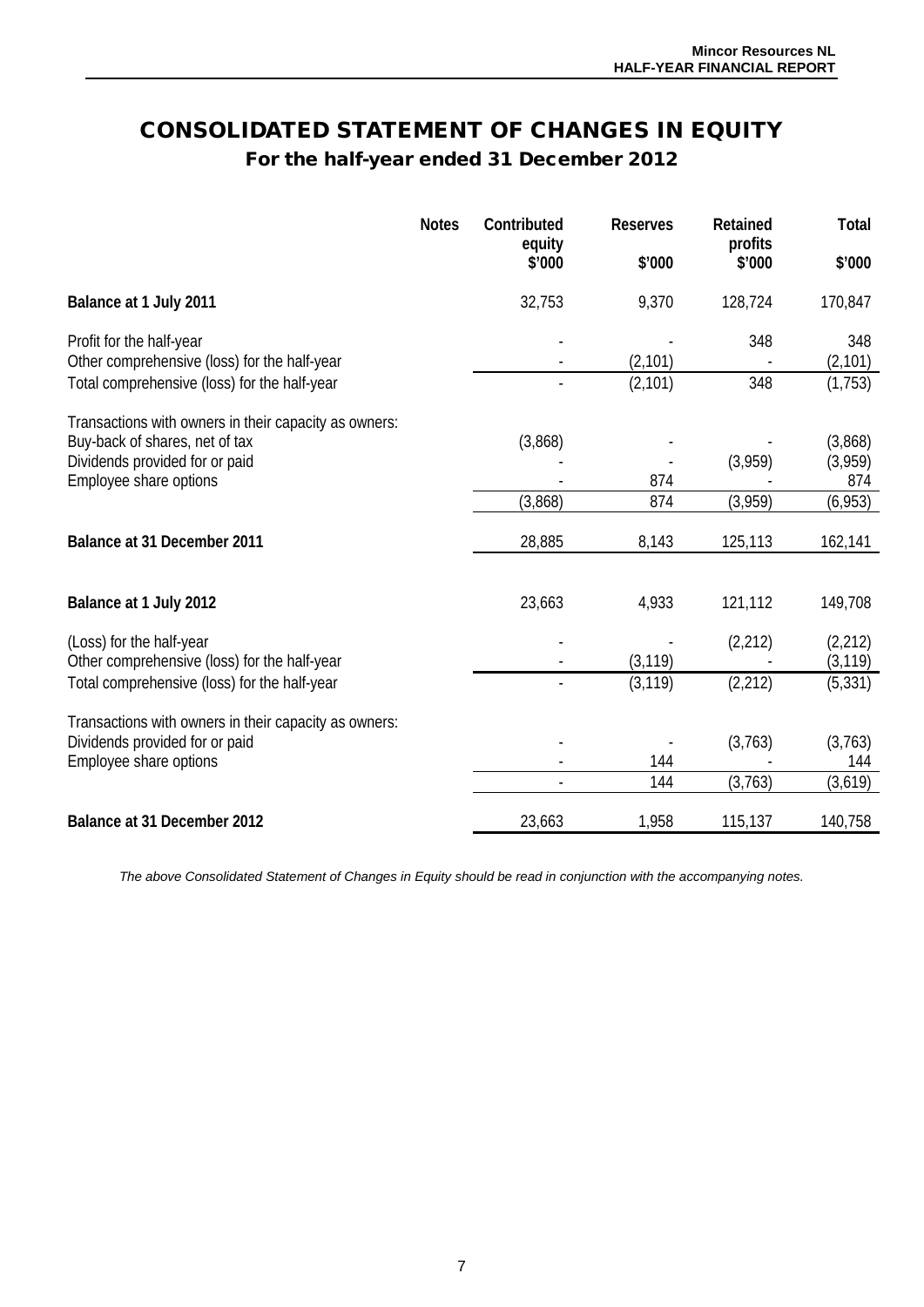# CONSOLIDATED STATEMENT OF CHANGES IN EQUITY

## For the half-year ended 31 December 2012

| | Notes | Contributed equity \$'000 | Reserves \$'000 | Retained profits \$'000 | Total \$'000 |
|---|---|---|---|---|---|
| **Balance at 1 July 2011** | | 32,753 | 9,370 | 128,724 | 170,847 |
| Profit for the half-year | | - | - | 348 | 348 |
| Other comprehensive (loss) for the half-year | | - | (2,101) | - | (2,101) |
| Total comprehensive (loss) for the half-year | | - | (2,101) | 348 | (1,753) |
| Transactions with owners in their capacity as owners: | | | | | |
| Buy-back of shares, net of tax | | (3,868) | - | - | (3,868) |
| Dividends provided for or paid | | - | - | (3,959) | (3,959) |
| Employee share options | | - | 874 | - | 874 |
| | | (3,868) | 874 | (3,959) | (6,953) |
| **Balance at 31 December 2011** | | 28,885 | 8,143 | 125,113 | 162,141 |
| **Balance at 1 July 2012** | | 23,663 | 4,933 | 121,112 | 149,708 |
| (Loss) for the half-year | | - | - | (2,212) | (2,212) |
| Other comprehensive (loss) for the half-year | | - | (3,119) | - | (3,119) |
| Total comprehensive (loss) for the half-year | | - | (3,119) | (2,212) | (5,331) |
| Transactions with owners in their capacity as owners: | | | | | |
| Dividends provided for or paid | | - | - | (3,763) | (3,763) |
| Employee share options | | - | 144 | - | 144 |
| | | - | 144 | (3,763) | (3,619) |
| **Balance at 31 December 2012** | | 23,663 | 1,958 | 115,137 | 140,758 |

*The above Consolidated Statement of Changes in Equity should be read in conjunction with the accompanying notes.*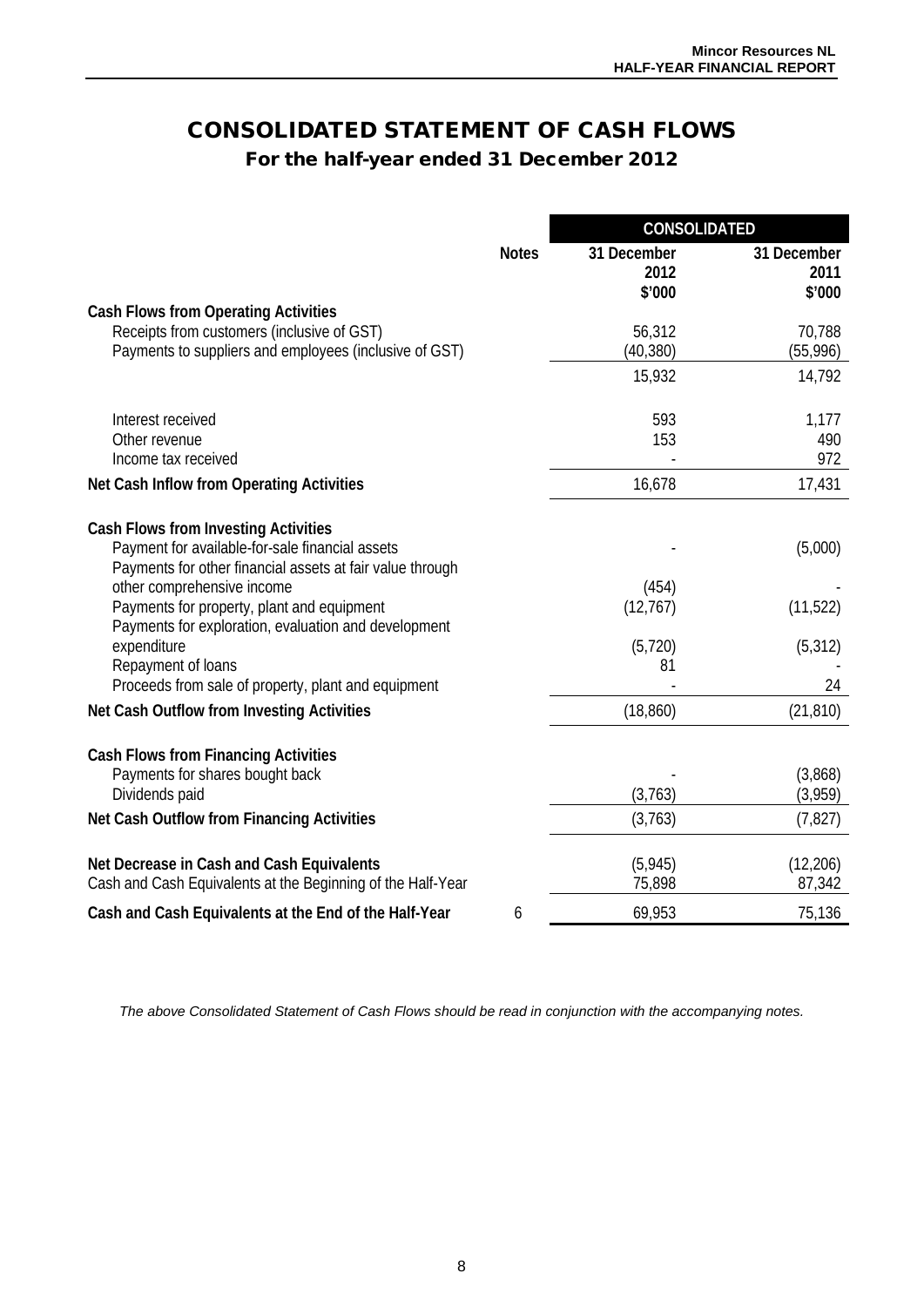# CONSOLIDATED STATEMENT OF CASH FLOWS

## For the half-year ended 31 December 2012

| | Notes | CONSOLIDATED<br>31 December 2012<br>$'000 | <br>31 December 2011<br>$'000 |
|---|---|---|---|
| **Cash Flows from Operating Activities** | | | |
| Receipts from customers (inclusive of GST) | | 56,312 | 70,788 |
| Payments to suppliers and employees (inclusive of GST) | | (40,380) | (55,996) |
| | | 15,932 | 14,792 |
| Interest received | | 593 | 1,177 |
| Other revenue | | 153 | 490 |
| Income tax received | | - | 972 |
| **Net Cash Inflow from Operating Activities** | | 16,678 | 17,431 |
| **Cash Flows from Investing Activities** | | | |
| Payment for available-for-sale financial assets | | - | (5,000) |
| Payments for other financial assets at fair value through other comprehensive income | | (454) | - |
| Payments for property, plant and equipment | | (12,767) | (11,522) |
| Payments for exploration, evaluation and development expenditure | | (5,720) | (5,312) |
| Repayment of loans | | 81 | - |
| Proceeds from sale of property, plant and equipment | | - | 24 |
| **Net Cash Outflow from Investing Activities** | | (18,860) | (21,810) |
| **Cash Flows from Financing Activities** | | | |
| Payments for shares bought back | | - | (3,868) |
| Dividends paid | | (3,763) | (3,959) |
| **Net Cash Outflow from Financing Activities** | | (3,763) | (7,827) |
| **Net Decrease in Cash and Cash Equivalents** | | (5,945) | (12,206) |
| Cash and Cash Equivalents at the Beginning of the Half-Year | | 75,898 | 87,342 |
| **Cash and Cash Equivalents at the End of the Half-Year** | 6 | 69,953 | 75,136 |

*The above Consolidated Statement of Cash Flows should be read in conjunction with the accompanying notes.*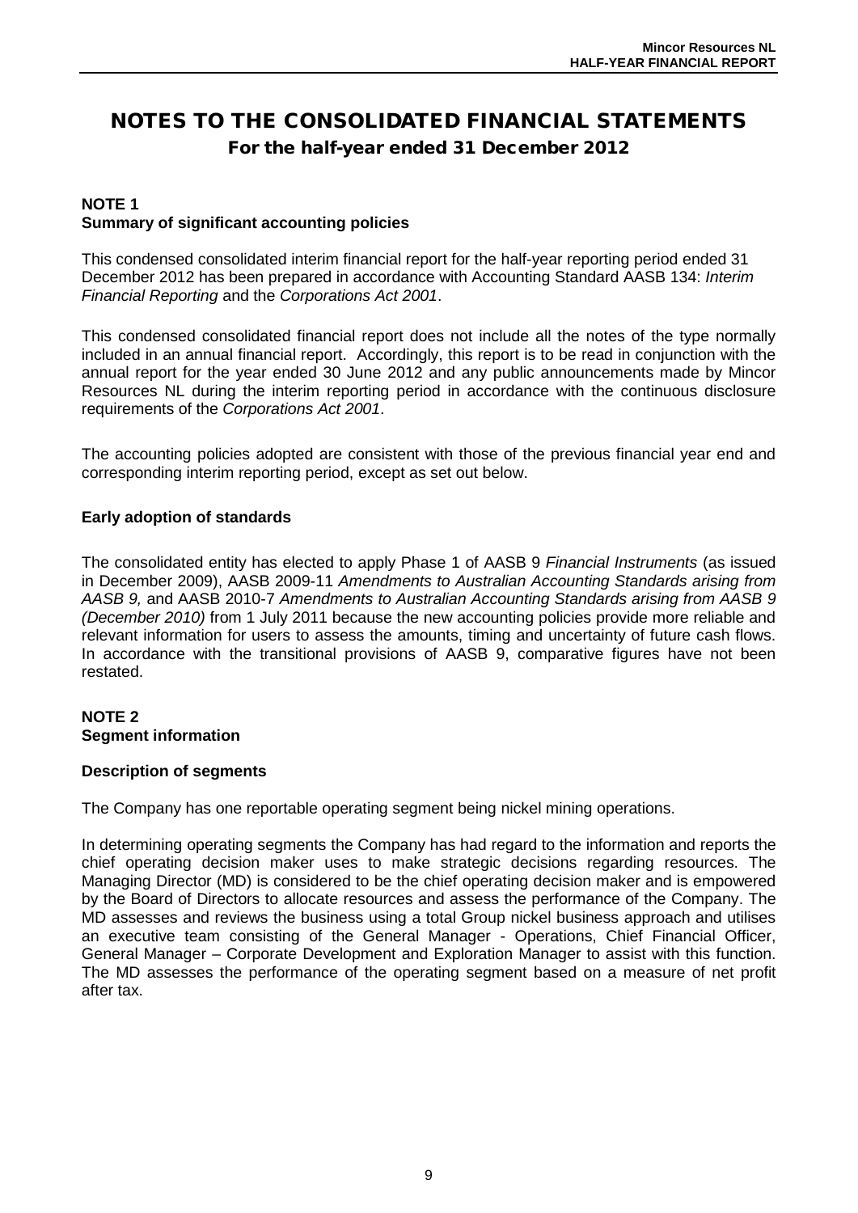# NOTES TO THE CONSOLIDATED FINANCIAL STATEMENTS

## For the half-year ended 31 December 2012

### NOTE 1
### Summary of significant accounting policies

This condensed consolidated interim financial report for the half-year reporting period ended 31 December 2012 has been prepared in accordance with Accounting Standard AASB 134: *Interim Financial Reporting* and the *Corporations Act 2001*.

This condensed consolidated financial report does not include all the notes of the type normally included in an annual financial report. Accordingly, this report is to be read in conjunction with the annual report for the year ended 30 June 2012 and any public announcements made by Mincor Resources NL during the interim reporting period in accordance with the continuous disclosure requirements of the *Corporations Act 2001*.

The accounting policies adopted are consistent with those of the previous financial year end and corresponding interim reporting period, except as set out below.

**Early adoption of standards**

The consolidated entity has elected to apply Phase 1 of AASB 9 *Financial Instruments* (as issued in December 2009), AASB 2009-11 *Amendments to Australian Accounting Standards arising from AASB 9,* and AASB 2010-7 *Amendments to Australian Accounting Standards arising from AASB 9 (December 2010)* from 1 July 2011 because the new accounting policies provide more reliable and relevant information for users to assess the amounts, timing and uncertainty of future cash flows. In accordance with the transitional provisions of AASB 9, comparative figures have not been restated.

### NOTE 2
### Segment information

**Description of segments**

The Company has one reportable operating segment being nickel mining operations.

In determining operating segments the Company has had regard to the information and reports the chief operating decision maker uses to make strategic decisions regarding resources. The Managing Director (MD) is considered to be the chief operating decision maker and is empowered by the Board of Directors to allocate resources and assess the performance of the Company. The MD assesses and reviews the business using a total Group nickel business approach and utilises an executive team consisting of the General Manager - Operations, Chief Financial Officer, General Manager – Corporate Development and Exploration Manager to assist with this function. The MD assesses the performance of the operating segment based on a measure of net profit after tax.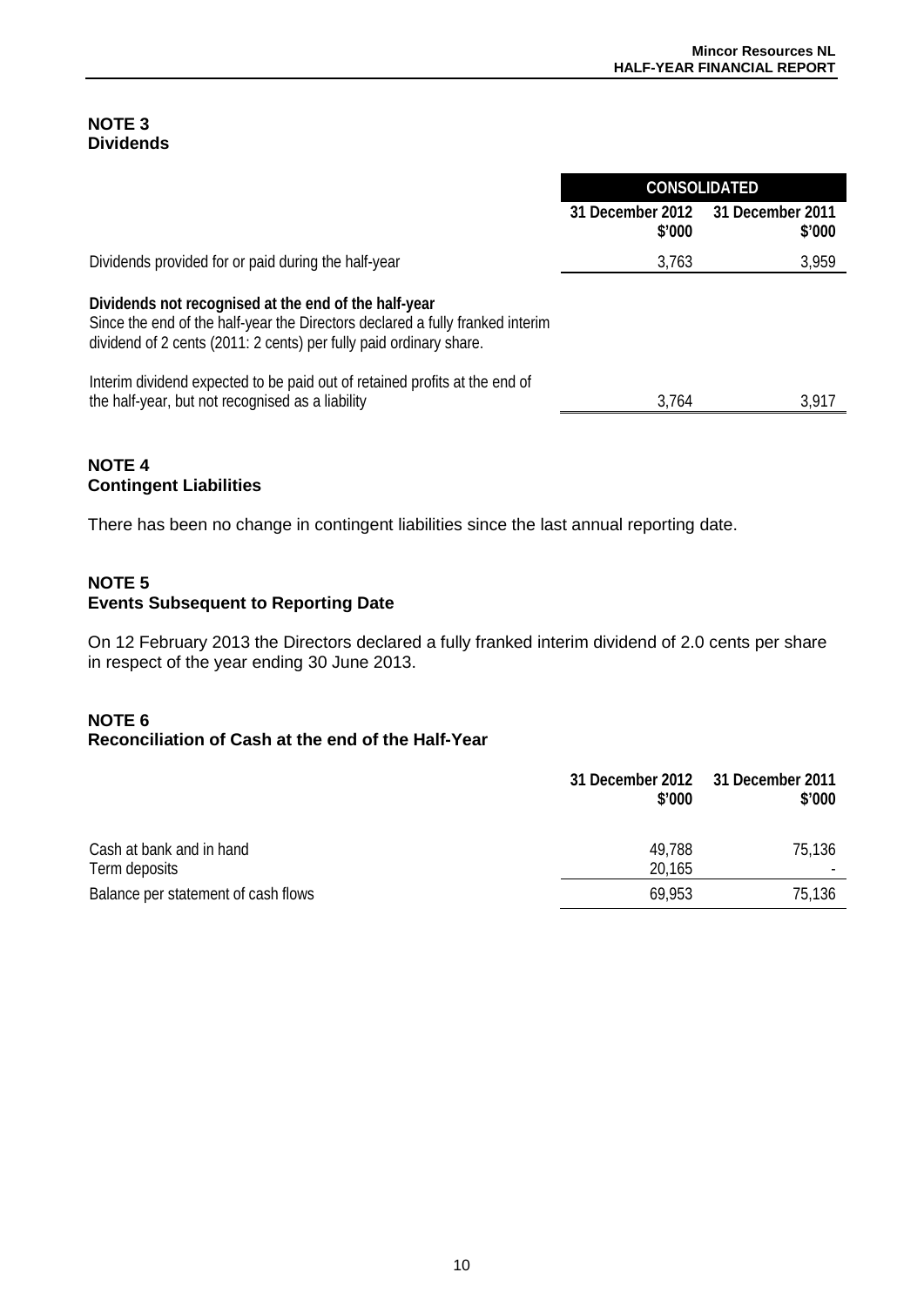## NOTE 3
## Dividends

| | CONSOLIDATED | |
|---|---|---|
| | 31 December 2012 \$'000 | 31 December 2011 \$'000 |
| Dividends provided for or paid during the half-year | 3,763 | 3,959 |
| **Dividends not recognised at the end of the half-year** | | |
| Since the end of the half-year the Directors declared a fully franked interim dividend of 2 cents (2011: 2 cents) per fully paid ordinary share. | | |
| Interim dividend expected to be paid out of retained profits at the end of the half-year, but not recognised as a liability | 3,764 | 3,917 |

## NOTE 4
## Contingent Liabilities

There has been no change in contingent liabilities since the last annual reporting date.

## NOTE 5
## Events Subsequent to Reporting Date

On 12 February 2013 the Directors declared a fully franked interim dividend of 2.0 cents per share in respect of the year ending 30 June 2013.

## NOTE 6
## Reconciliation of Cash at the end of the Half-Year

| | 31 December 2012 \$'000 | 31 December 2011 \$'000 |
|---|---|---|
| Cash at bank and in hand | 49,788 | 75,136 |
| Term deposits | 20,165 | - |
| Balance per statement of cash flows | 69,953 | 75,136 |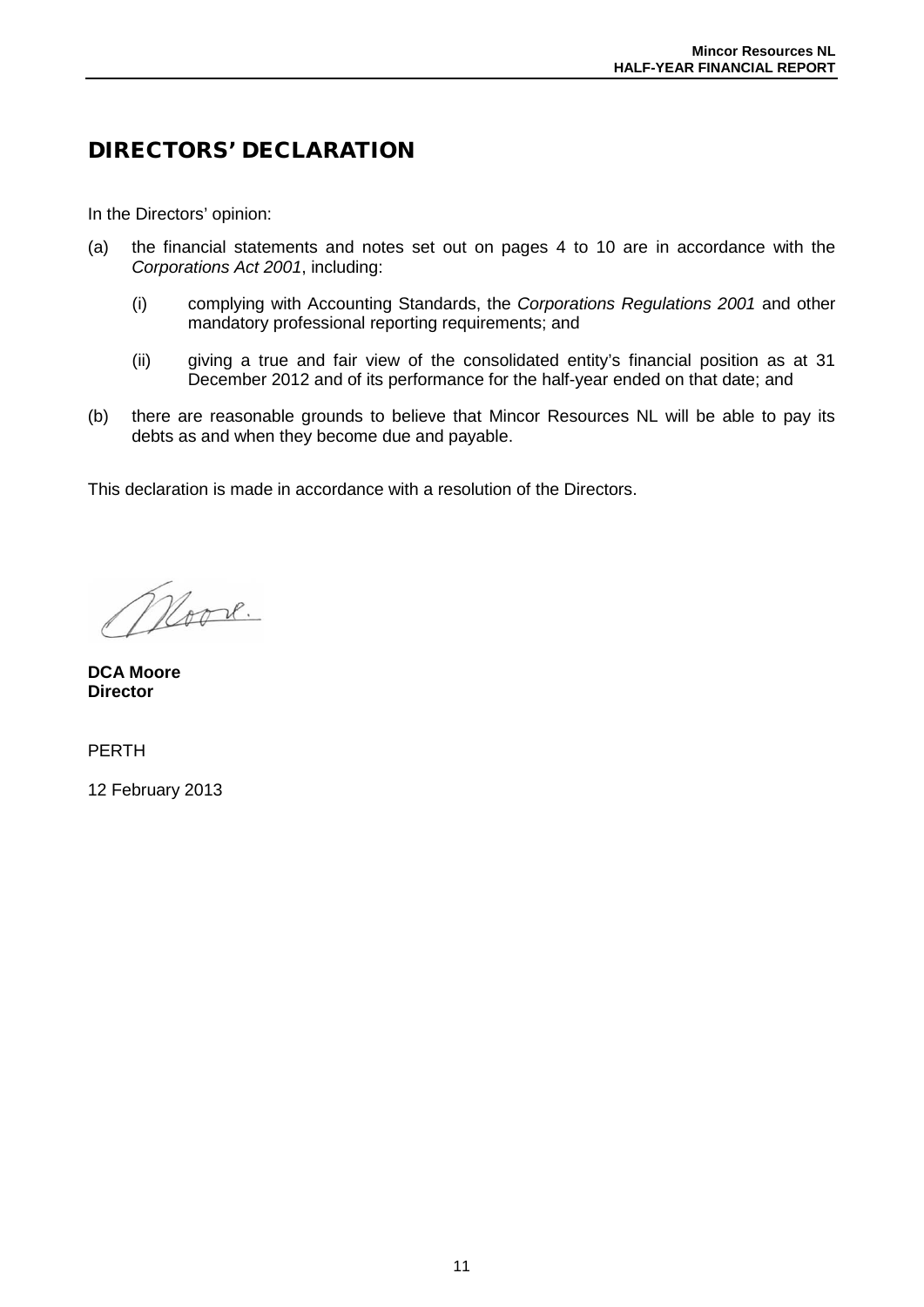# DIRECTORS' DECLARATION

In the Directors' opinion:

(a) the financial statements and notes set out on pages 4 to 10 are in accordance with the *Corporations Act 2001*, including:

    (i) complying with Accounting Standards, the *Corporations Regulations 2001* and other mandatory professional reporting requirements; and

    (ii) giving a true and fair view of the consolidated entity's financial position as at 31 December 2012 and of its performance for the half-year ended on that date; and

(b) there are reasonable grounds to believe that Mincor Resources NL will be able to pay its debts as and when they become due and payable.

This declaration is made in accordance with a resolution of the Directors.

**DCA Moore**
**Director**

PERTH

12 February 2013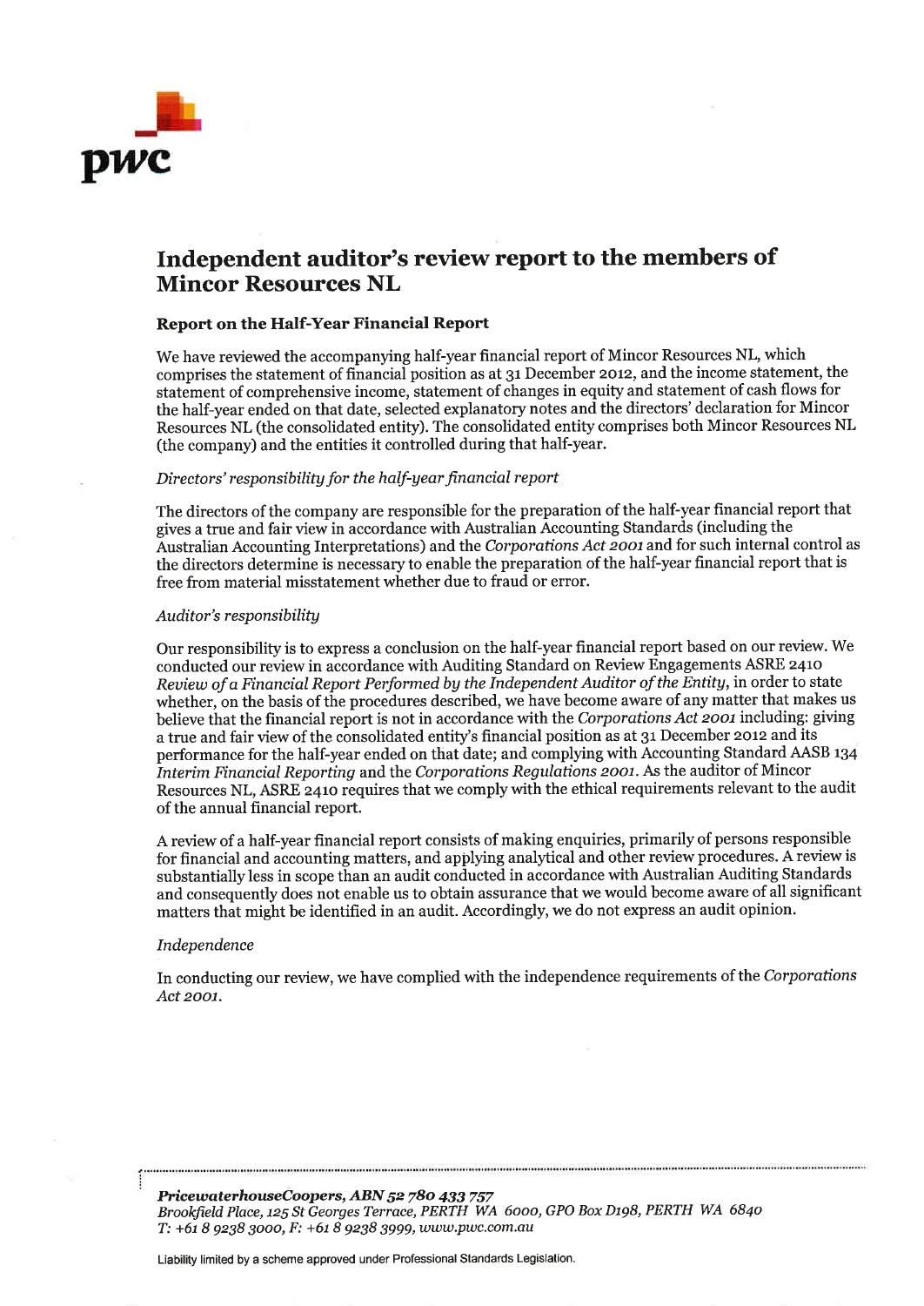pwc

# Independent auditor's review report to the members of Mincor Resources NL

## Report on the Half-Year Financial Report

We have reviewed the accompanying half-year financial report of Mincor Resources NL, which comprises the statement of financial position as at 31 December 2012, and the income statement, the statement of comprehensive income, statement of changes in equity and statement of cash flows for the half-year ended on that date, selected explanatory notes and the directors' declaration for Mincor Resources NL (the consolidated entity). The consolidated entity comprises both Mincor Resources NL (the company) and the entities it controlled during that half-year.

*Directors' responsibility for the half-year financial report*

The directors of the company are responsible for the preparation of the half-year financial report that gives a true and fair view in accordance with Australian Accounting Standards (including the Australian Accounting Interpretations) and the *Corporations Act 2001* and for such internal control as the directors determine is necessary to enable the preparation of the half-year financial report that is free from material misstatement whether due to fraud or error.

*Auditor's responsibility*

Our responsibility is to express a conclusion on the half-year financial report based on our review. We conducted our review in accordance with Auditing Standard on Review Engagements ASRE 2410 *Review of a Financial Report Performed by the Independent Auditor of the Entity*, in order to state whether, on the basis of the procedures described, we have become aware of any matter that makes us believe that the financial report is not in accordance with the *Corporations Act 2001* including: giving a true and fair view of the consolidated entity's financial position as at 31 December 2012 and its performance for the half-year ended on that date; and complying with Accounting Standard AASB 134 *Interim Financial Reporting* and the *Corporations Regulations 2001*. As the auditor of Mincor Resources NL, ASRE 2410 requires that we comply with the ethical requirements relevant to the audit of the annual financial report.

A review of a half-year financial report consists of making enquiries, primarily of persons responsible for financial and accounting matters, and applying analytical and other review procedures. A review is substantially less in scope than an audit conducted in accordance with Australian Auditing Standards and consequently does not enable us to obtain assurance that we would become aware of all significant matters that might be identified in an audit. Accordingly, we do not express an audit opinion.

*Independence*

In conducting our review, we have complied with the independence requirements of the *Corporations Act 2001*.

***PricewaterhouseCoopers, ABN 52 780 433 757***
*Brookfield Place, 125 St Georges Terrace, PERTH WA 6000, GPO Box D198, PERTH WA 6840*
*T: +61 8 9238 3000, F: +61 8 9238 3999, www.pwc.com.au*

Liability limited by a scheme approved under Professional Standards Legislation.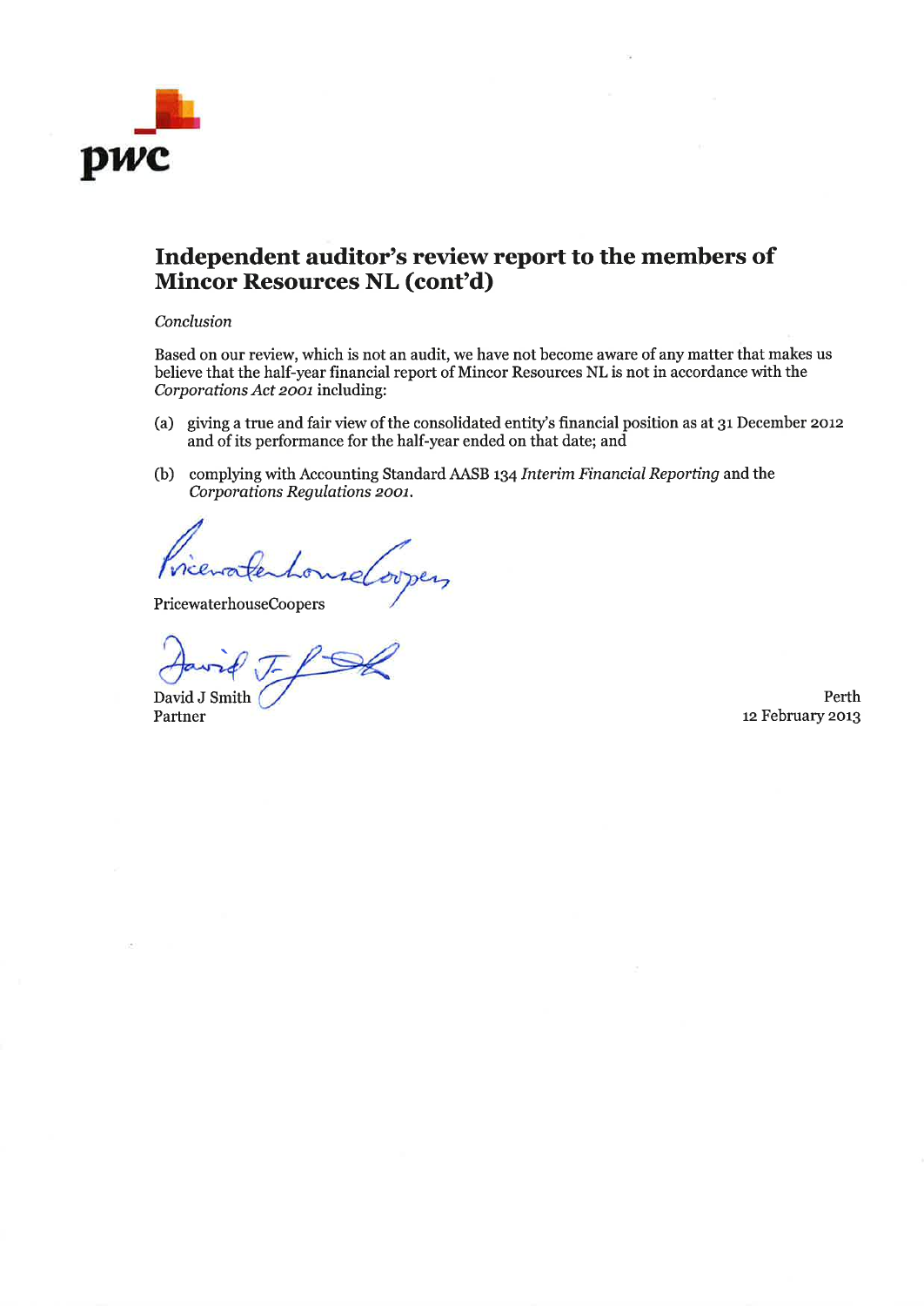# Independent auditor's review report to the members of Mincor Resources NL (cont'd)

*Conclusion*

Based on our review, which is not an audit, we have not become aware of any matter that makes us believe that the half-year financial report of Mincor Resources NL is not in accordance with the *Corporations Act 2001* including:

(a) giving a true and fair view of the consolidated entity's financial position as at 31 December 2012 and of its performance for the half-year ended on that date; and

(b) complying with Accounting Standard AASB 134 *Interim Financial Reporting* and the *Corporations Regulations 2001*.

PricewaterhouseCoopers

David J Smith
Partner

Perth
12 February 2013